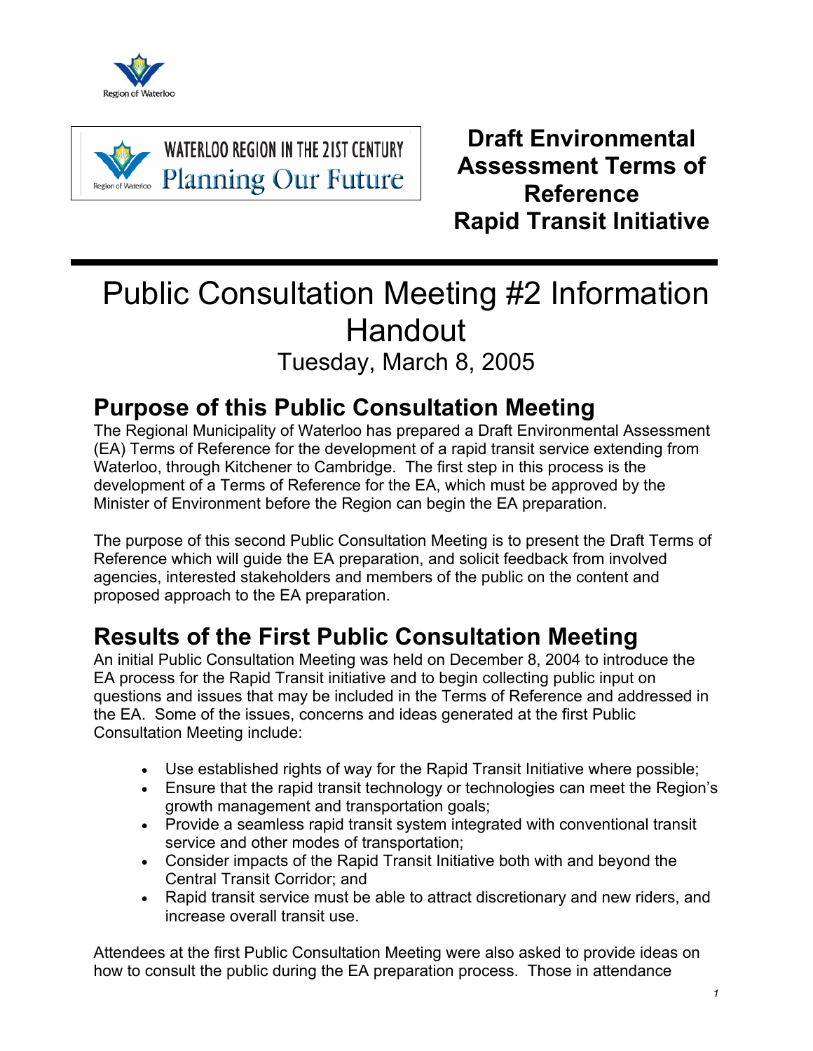Region of Waterloo

WATERLOO REGION IN THE 21ST CENTURY
Planning Our Future

# Draft Environmental Assessment Terms of Reference Rapid Transit Initiative

# Public Consultation Meeting #2 Information Handout

Tuesday, March 8, 2005

## Purpose of this Public Consultation Meeting

The Regional Municipality of Waterloo has prepared a Draft Environmental Assessment (EA) Terms of Reference for the development of a rapid transit service extending from Waterloo, through Kitchener to Cambridge. The first step in this process is the development of a Terms of Reference for the EA, which must be approved by the Minister of Environment before the Region can begin the EA preparation.

The purpose of this second Public Consultation Meeting is to present the Draft Terms of Reference which will guide the EA preparation, and solicit feedback from involved agencies, interested stakeholders and members of the public on the content and proposed approach to the EA preparation.

## Results of the First Public Consultation Meeting

An initial Public Consultation Meeting was held on December 8, 2004 to introduce the EA process for the Rapid Transit initiative and to begin collecting public input on questions and issues that may be included in the Terms of Reference and addressed in the EA. Some of the issues, concerns and ideas generated at the first Public Consultation Meeting include:

- Use established rights of way for the Rapid Transit Initiative where possible;
- Ensure that the rapid transit technology or technologies can meet the Region's growth management and transportation goals;
- Provide a seamless rapid transit system integrated with conventional transit service and other modes of transportation;
- Consider impacts of the Rapid Transit Initiative both with and beyond the Central Transit Corridor; and
- Rapid transit service must be able to attract discretionary and new riders, and increase overall transit use.

Attendees at the first Public Consultation Meeting were also asked to provide ideas on how to consult the public during the EA preparation process. Those in attendance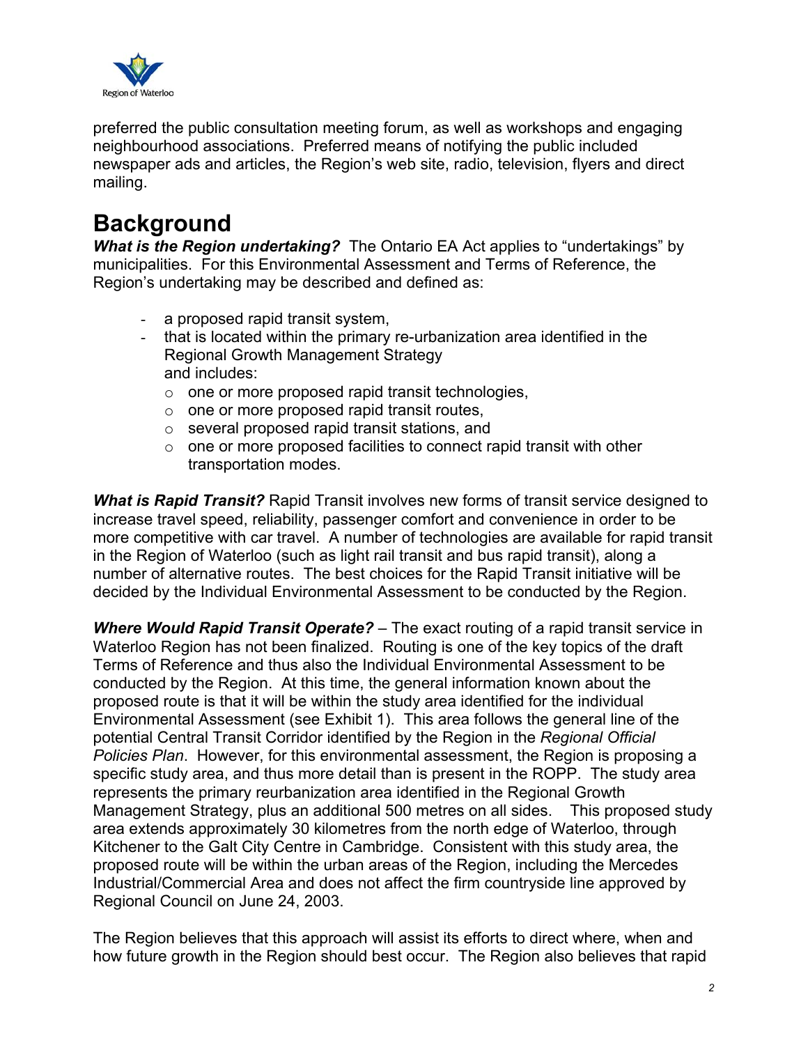preferred the public consultation meeting forum, as well as workshops and engaging neighbourhood associations. Preferred means of notifying the public included newspaper ads and articles, the Region's web site, radio, television, flyers and direct mailing.

# Background

***What is the Region undertaking?*** The Ontario EA Act applies to "undertakings" by municipalities. For this Environmental Assessment and Terms of Reference, the Region's undertaking may be described and defined as:

- a proposed rapid transit system,
- that is located within the primary re-urbanization area identified in the Regional Growth Management Strategy
  and includes:
  - one or more proposed rapid transit technologies,
  - one or more proposed rapid transit routes,
  - several proposed rapid transit stations, and
  - one or more proposed facilities to connect rapid transit with other transportation modes.

***What is Rapid Transit?*** Rapid Transit involves new forms of transit service designed to increase travel speed, reliability, passenger comfort and convenience in order to be more competitive with car travel. A number of technologies are available for rapid transit in the Region of Waterloo (such as light rail transit and bus rapid transit), along a number of alternative routes. The best choices for the Rapid Transit initiative will be decided by the Individual Environmental Assessment to be conducted by the Region.

***Where Would Rapid Transit Operate?*** – The exact routing of a rapid transit service in Waterloo Region has not been finalized. Routing is one of the key topics of the draft Terms of Reference and thus also the Individual Environmental Assessment to be conducted by the Region. At this time, the general information known about the proposed route is that it will be within the study area identified for the individual Environmental Assessment (see Exhibit 1). This area follows the general line of the potential Central Transit Corridor identified by the Region in the *Regional Official Policies Plan*. However, for this environmental assessment, the Region is proposing a specific study area, and thus more detail than is present in the ROPP. The study area represents the primary reurbanization area identified in the Regional Growth Management Strategy, plus an additional 500 metres on all sides. This proposed study area extends approximately 30 kilometres from the north edge of Waterloo, through Kitchener to the Galt City Centre in Cambridge. Consistent with this study area, the proposed route will be within the urban areas of the Region, including the Mercedes Industrial/Commercial Area and does not affect the firm countryside line approved by Regional Council on June 24, 2003.

The Region believes that this approach will assist its efforts to direct where, when and how future growth in the Region should best occur. The Region also believes that rapid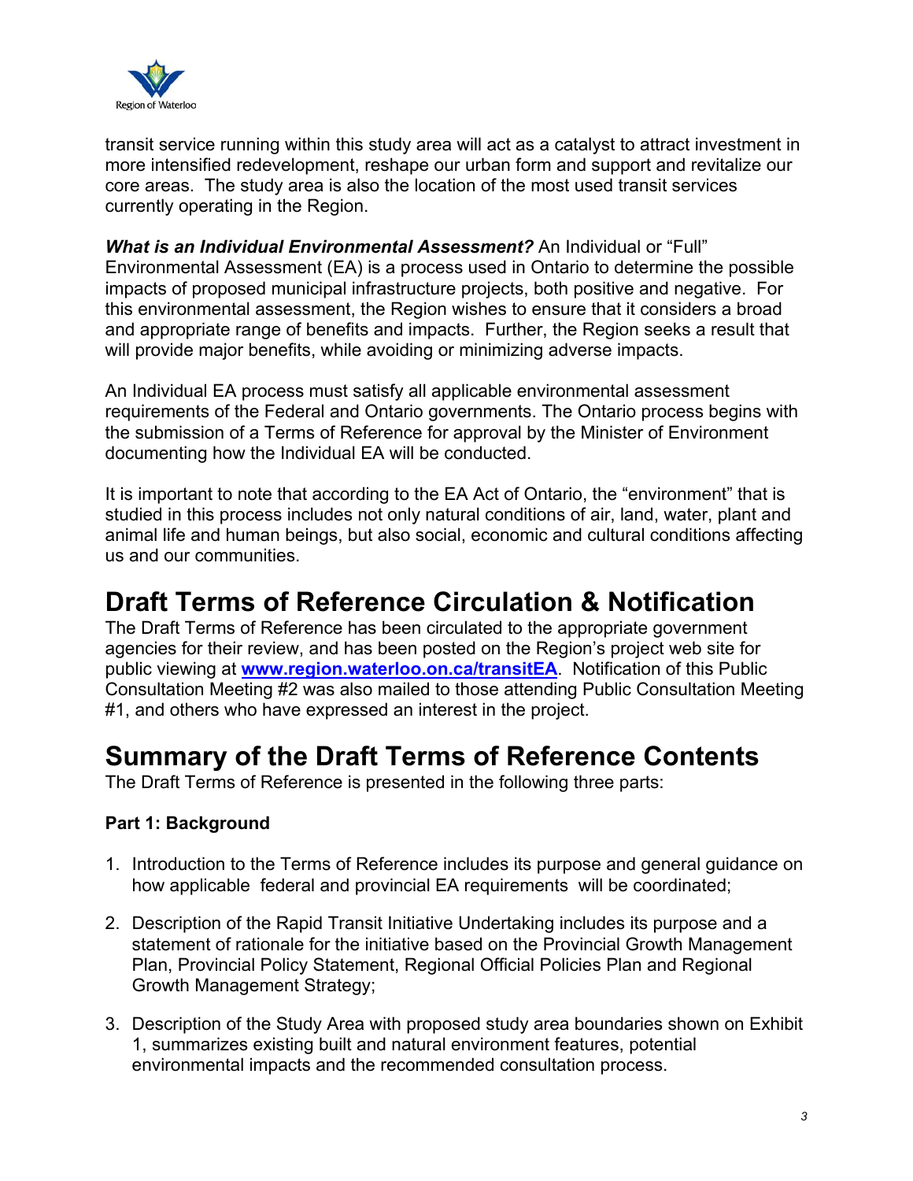transit service running within this study area will act as a catalyst to attract investment in more intensified redevelopment, reshape our urban form and support and revitalize our core areas. The study area is also the location of the most used transit services currently operating in the Region.

***What is an Individual Environmental Assessment?*** An Individual or "Full" Environmental Assessment (EA) is a process used in Ontario to determine the possible impacts of proposed municipal infrastructure projects, both positive and negative. For this environmental assessment, the Region wishes to ensure that it considers a broad and appropriate range of benefits and impacts. Further, the Region seeks a result that will provide major benefits, while avoiding or minimizing adverse impacts.

An Individual EA process must satisfy all applicable environmental assessment requirements of the Federal and Ontario governments. The Ontario process begins with the submission of a Terms of Reference for approval by the Minister of Environment documenting how the Individual EA will be conducted.

It is important to note that according to the EA Act of Ontario, the "environment" that is studied in this process includes not only natural conditions of air, land, water, plant and animal life and human beings, but also social, economic and cultural conditions affecting us and our communities.

# Draft Terms of Reference Circulation & Notification

The Draft Terms of Reference has been circulated to the appropriate government agencies for their review, and has been posted on the Region's project web site for public viewing at **www.region.waterloo.on.ca/transitEA**. Notification of this Public Consultation Meeting #2 was also mailed to those attending Public Consultation Meeting #1, and others who have expressed an interest in the project.

# Summary of the Draft Terms of Reference Contents

The Draft Terms of Reference is presented in the following three parts:

**Part 1: Background**

1. Introduction to the Terms of Reference includes its purpose and general guidance on how applicable federal and provincial EA requirements will be coordinated;

2. Description of the Rapid Transit Initiative Undertaking includes its purpose and a statement of rationale for the initiative based on the Provincial Growth Management Plan, Provincial Policy Statement, Regional Official Policies Plan and Regional Growth Management Strategy;

3. Description of the Study Area with proposed study area boundaries shown on Exhibit 1, summarizes existing built and natural environment features, potential environmental impacts and the recommended consultation process.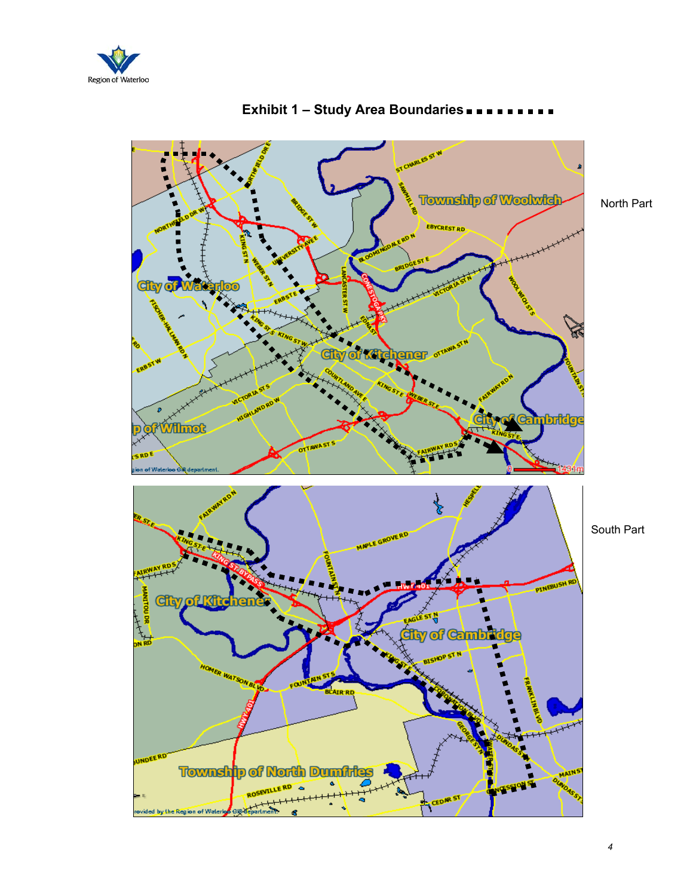## Exhibit 1 – Study Area Boundaries

North Part

South Part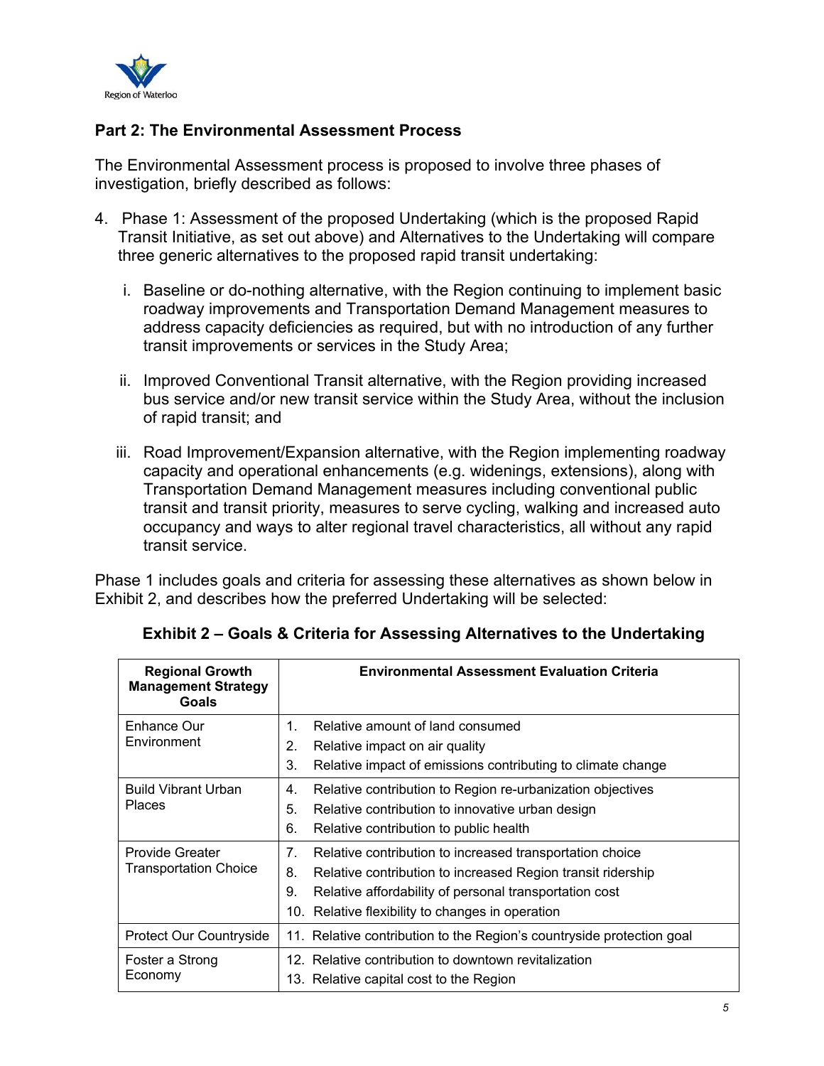## Part 2: The Environmental Assessment Process

The Environmental Assessment process is proposed to involve three phases of investigation, briefly described as follows:

4. Phase 1: Assessment of the proposed Undertaking (which is the proposed Rapid Transit Initiative, as set out above) and Alternatives to the Undertaking will compare three generic alternatives to the proposed rapid transit undertaking:

   i. Baseline or do-nothing alternative, with the Region continuing to implement basic roadway improvements and Transportation Demand Management measures to address capacity deficiencies as required, but with no introduction of any further transit improvements or services in the Study Area;

   ii. Improved Conventional Transit alternative, with the Region providing increased bus service and/or new transit service within the Study Area, without the inclusion of rapid transit; and

   iii. Road Improvement/Expansion alternative, with the Region implementing roadway capacity and operational enhancements (e.g. widenings, extensions), along with Transportation Demand Management measures including conventional public transit and transit priority, measures to serve cycling, walking and increased auto occupancy and ways to alter regional travel characteristics, all without any rapid transit service.

Phase 1 includes goals and criteria for assessing these alternatives as shown below in Exhibit 2, and describes how the preferred Undertaking will be selected:

**Exhibit 2 – Goals & Criteria for Assessing Alternatives to the Undertaking**

| Regional Growth Management Strategy Goals | Environmental Assessment Evaluation Criteria |
|---|---|
| Enhance Our Environment | 1. Relative amount of land consumed<br>2. Relative impact on air quality<br>3. Relative impact of emissions contributing to climate change |
| Build Vibrant Urban Places | 4. Relative contribution to Region re-urbanization objectives<br>5. Relative contribution to innovative urban design<br>6. Relative contribution to public health |
| Provide Greater Transportation Choice | 7. Relative contribution to increased transportation choice<br>8. Relative contribution to increased Region transit ridership<br>9. Relative affordability of personal transportation cost<br>10. Relative flexibility to changes in operation |
| Protect Our Countryside | 11. Relative contribution to the Region's countryside protection goal |
| Foster a Strong Economy | 12. Relative contribution to downtown revitalization<br>13. Relative capital cost to the Region |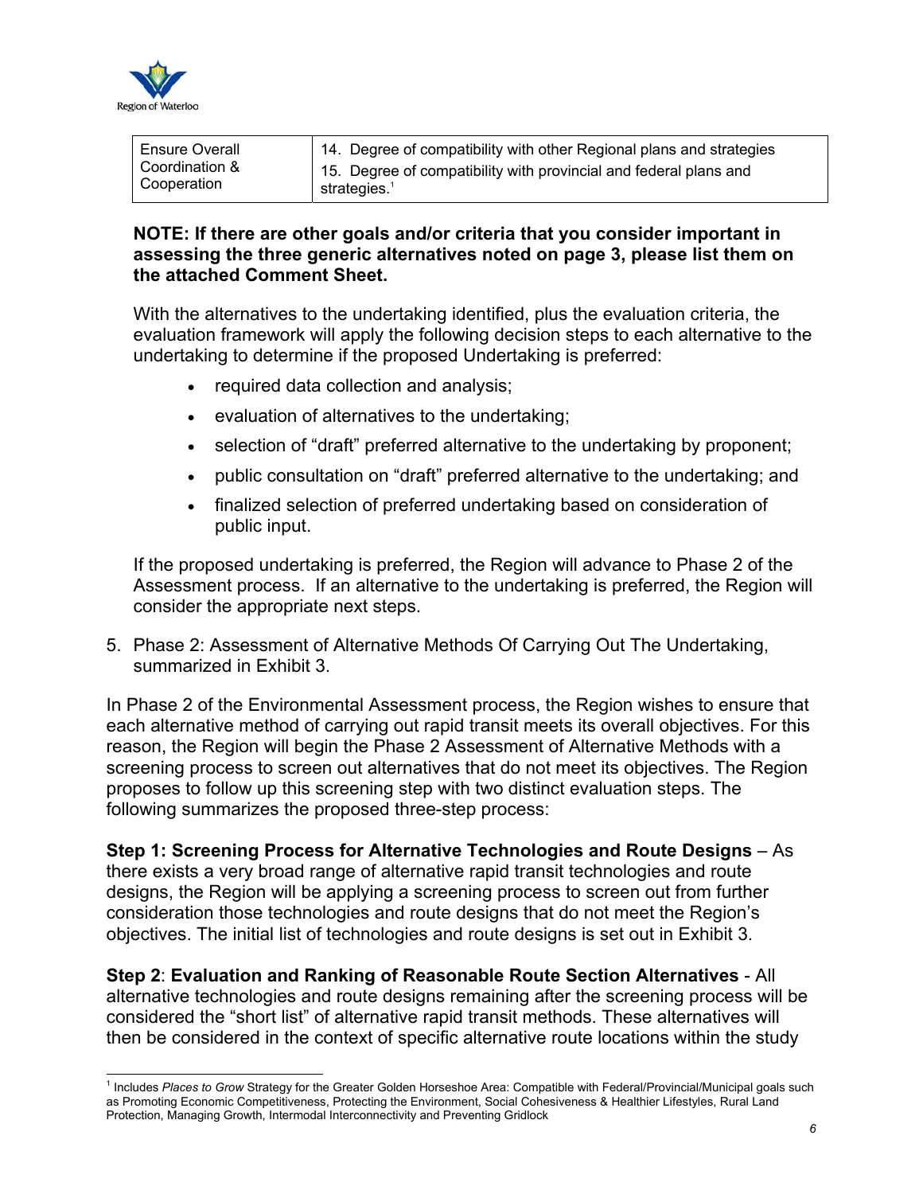| Ensure Overall Coordination & Cooperation | 14. Degree of compatibility with other Regional plans and strategies<br>15. Degree of compatibility with provincial and federal plans and strategies.[1] |
|---|---|

**NOTE: If there are other goals and/or criteria that you consider important in assessing the three generic alternatives noted on page 3, please list them on the attached Comment Sheet.**

With the alternatives to the undertaking identified, plus the evaluation criteria, the evaluation framework will apply the following decision steps to each alternative to the undertaking to determine if the proposed Undertaking is preferred:

- required data collection and analysis;
- evaluation of alternatives to the undertaking;
- selection of "draft" preferred alternative to the undertaking by proponent;
- public consultation on "draft" preferred alternative to the undertaking; and
- finalized selection of preferred undertaking based on consideration of public input.

If the proposed undertaking is preferred, the Region will advance to Phase 2 of the Assessment process. If an alternative to the undertaking is preferred, the Region will consider the appropriate next steps.

5. Phase 2: Assessment of Alternative Methods Of Carrying Out The Undertaking, summarized in Exhibit 3.

In Phase 2 of the Environmental Assessment process, the Region wishes to ensure that each alternative method of carrying out rapid transit meets its overall objectives. For this reason, the Region will begin the Phase 2 Assessment of Alternative Methods with a screening process to screen out alternatives that do not meet its objectives. The Region proposes to follow up this screening step with two distinct evaluation steps. The following summarizes the proposed three-step process:

**Step 1: Screening Process for Alternative Technologies and Route Designs** – As there exists a very broad range of alternative rapid transit technologies and route designs, the Region will be applying a screening process to screen out from further consideration those technologies and route designs that do not meet the Region's objectives. The initial list of technologies and route designs is set out in Exhibit 3.

**Step 2**: **Evaluation and Ranking of Reasonable Route Section Alternatives** - All alternative technologies and route designs remaining after the screening process will be considered the "short list" of alternative rapid transit methods. These alternatives will then be considered in the context of specific alternative route locations within the study

[1] Includes *Places to Grow* Strategy for the Greater Golden Horseshoe Area: Compatible with Federal/Provincial/Municipal goals such as Promoting Economic Competitiveness, Protecting the Environment, Social Cohesiveness & Healthier Lifestyles, Rural Land Protection, Managing Growth, Intermodal Interconnectivity and Preventing Gridlock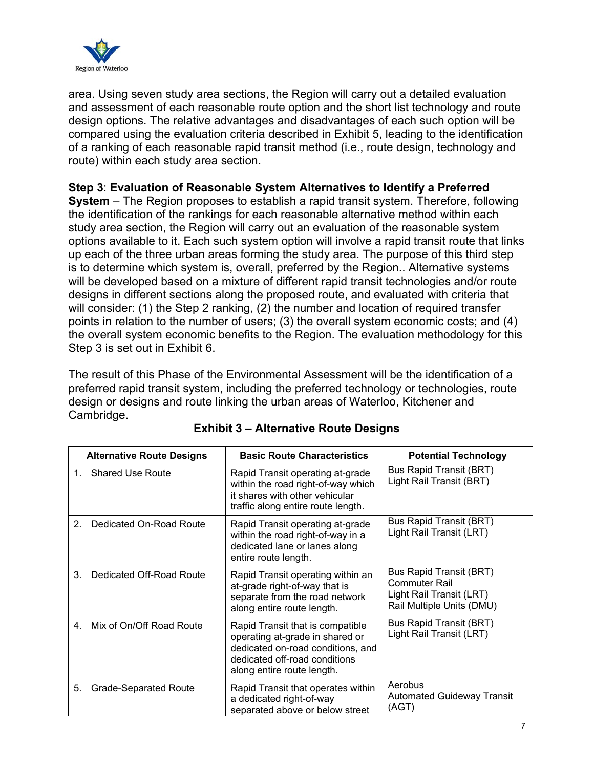area. Using seven study area sections, the Region will carry out a detailed evaluation and assessment of each reasonable route option and the short list technology and route design options. The relative advantages and disadvantages of each such option will be compared using the evaluation criteria described in Exhibit 5, leading to the identification of a ranking of each reasonable rapid transit method (i.e., route design, technology and route) within each study area section.

**Step 3**: **Evaluation of Reasonable System Alternatives to Identify a Preferred System** – The Region proposes to establish a rapid transit system. Therefore, following the identification of the rankings for each reasonable alternative method within each study area section, the Region will carry out an evaluation of the reasonable system options available to it. Each such system option will involve a rapid transit route that links up each of the three urban areas forming the study area. The purpose of this third step is to determine which system is, overall, preferred by the Region.. Alternative systems will be developed based on a mixture of different rapid transit technologies and/or route designs in different sections along the proposed route, and evaluated with criteria that will consider: (1) the Step 2 ranking, (2) the number and location of required transfer points in relation to the number of users; (3) the overall system economic costs; and (4) the overall system economic benefits to the Region. The evaluation methodology for this Step 3 is set out in Exhibit 6.

The result of this Phase of the Environmental Assessment will be the identification of a preferred rapid transit system, including the preferred technology or technologies, route design or designs and route linking the urban areas of Waterloo, Kitchener and Cambridge.

**Exhibit 3 – Alternative Route Designs**

| Alternative Route Designs | Basic Route Characteristics | Potential Technology |
|---|---|---|
| 1. Shared Use Route | Rapid Transit operating at-grade within the road right-of-way which it shares with other vehicular traffic along entire route length. | Bus Rapid Transit (BRT)<br>Light Rail Transit (BRT) |
| 2. Dedicated On-Road Route | Rapid Transit operating at-grade within the road right-of-way in a dedicated lane or lanes along entire route length. | Bus Rapid Transit (BRT)<br>Light Rail Transit (LRT) |
| 3. Dedicated Off-Road Route | Rapid Transit operating within an at-grade right-of-way that is separate from the road network along entire route length. | Bus Rapid Transit (BRT)<br>Commuter Rail<br>Light Rail Transit (LRT)<br>Rail Multiple Units (DMU) |
| 4. Mix of On/Off Road Route | Rapid Transit that is compatible operating at-grade in shared or dedicated on-road conditions, and dedicated off-road conditions along entire route length. | Bus Rapid Transit (BRT)<br>Light Rail Transit (LRT) |
| 5. Grade-Separated Route | Rapid Transit that operates within a dedicated right-of-way separated above or below street | Aerobus<br>Automated Guideway Transit (AGT) |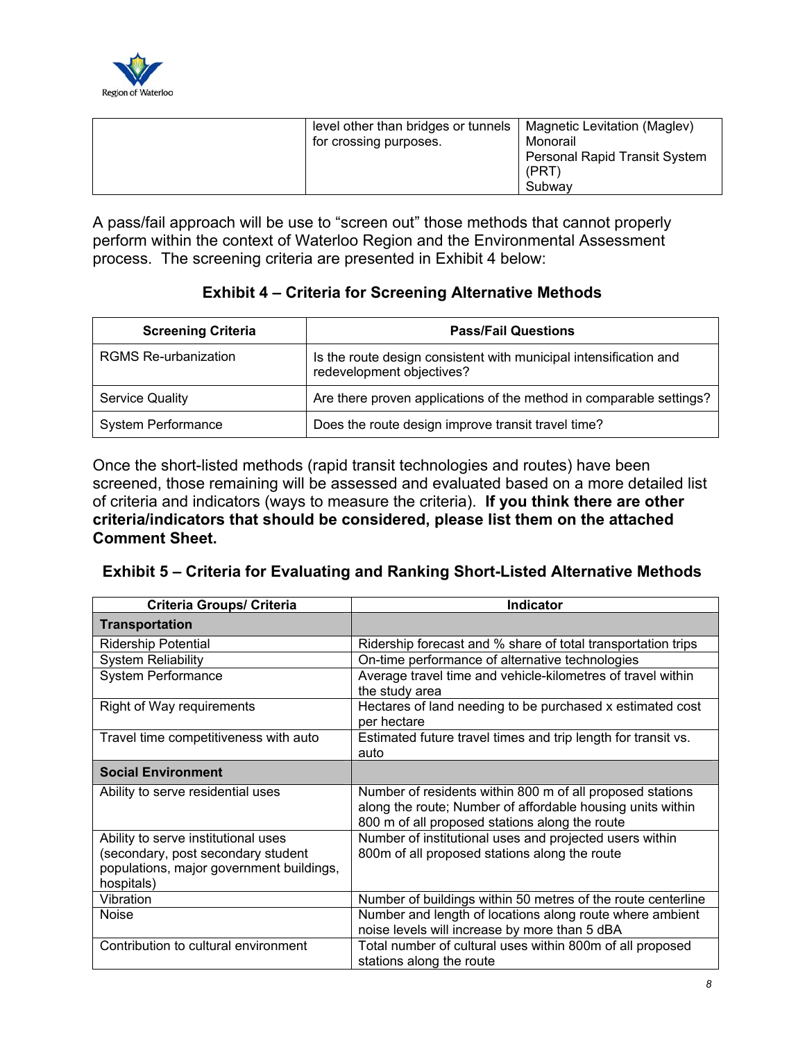| | level other than bridges or tunnels for crossing purposes. | Magnetic Levitation (Maglev)<br>Monorail<br>Personal Rapid Transit System (PRT)<br>Subway |
|---|---|---|

A pass/fail approach will be use to "screen out" those methods that cannot properly perform within the context of Waterloo Region and the Environmental Assessment process. The screening criteria are presented in Exhibit 4 below:

**Exhibit 4 – Criteria for Screening Alternative Methods**

| Screening Criteria | Pass/Fail Questions |
|---|---|
| RGMS Re-urbanization | Is the route design consistent with municipal intensification and redevelopment objectives? |
| Service Quality | Are there proven applications of the method in comparable settings? |
| System Performance | Does the route design improve transit travel time? |

Once the short-listed methods (rapid transit technologies and routes) have been screened, those remaining will be assessed and evaluated based on a more detailed list of criteria and indicators (ways to measure the criteria). **If you think there are other criteria/indicators that should be considered, please list them on the attached Comment Sheet.**

**Exhibit 5 – Criteria for Evaluating and Ranking Short-Listed Alternative Methods**

| Criteria Groups/ Criteria | Indicator |
|---|---|
| **Transportation** | |
| Ridership Potential | Ridership forecast and % share of total transportation trips |
| System Reliability | On-time performance of alternative technologies |
| System Performance | Average travel time and vehicle-kilometres of travel within the study area |
| Right of Way requirements | Hectares of land needing to be purchased x estimated cost per hectare |
| Travel time competitiveness with auto | Estimated future travel times and trip length for transit vs. auto |
| **Social Environment** | |
| Ability to serve residential uses | Number of residents within 800 m of all proposed stations along the route; Number of affordable housing units within 800 m of all proposed stations along the route |
| Ability to serve institutional uses (secondary, post secondary student populations, major government buildings, hospitals) | Number of institutional uses and projected users within 800m of all proposed stations along the route |
| Vibration | Number of buildings within 50 metres of the route centerline |
| Noise | Number and length of locations along route where ambient noise levels will increase by more than 5 dBA |
| Contribution to cultural environment | Total number of cultural uses within 800m of all proposed stations along the route |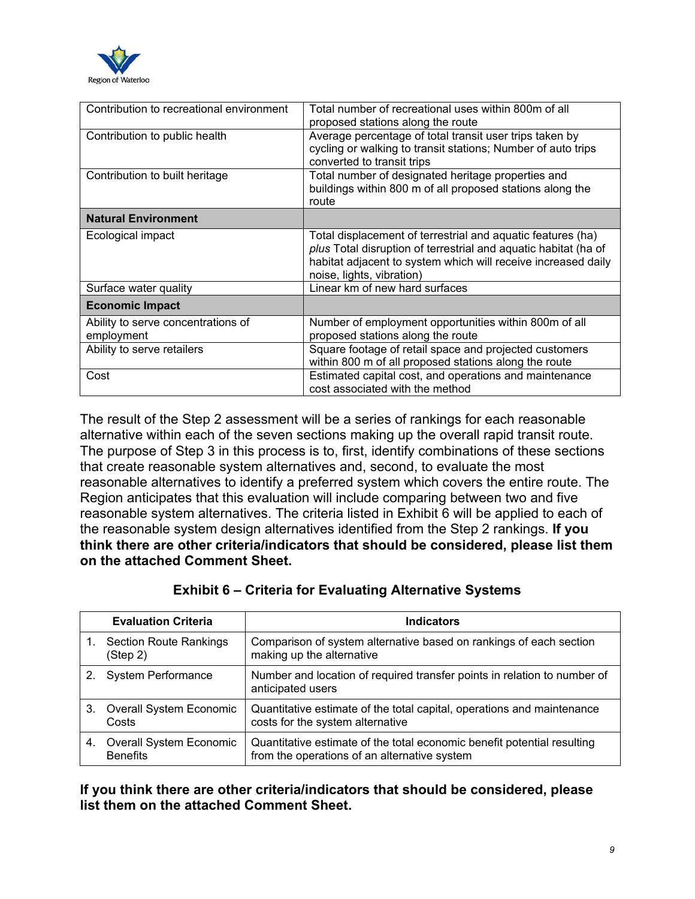| | |
|---|---|
| Contribution to recreational environment | Total number of recreational uses within 800m of all proposed stations along the route |
| Contribution to public health | Average percentage of total transit user trips taken by cycling or walking to transit stations; Number of auto trips converted to transit trips |
| Contribution to built heritage | Total number of designated heritage properties and buildings within 800 m of all proposed stations along the route |
| **Natural Environment** | |
| Ecological impact | Total displacement of terrestrial and aquatic features (ha) *plus* Total disruption of terrestrial and aquatic habitat (ha of habitat adjacent to system which will receive increased daily noise, lights, vibration) |
| Surface water quality | Linear km of new hard surfaces |
| **Economic Impact** | |
| Ability to serve concentrations of employment | Number of employment opportunities within 800m of all proposed stations along the route |
| Ability to serve retailers | Square footage of retail space and projected customers within 800 m of all proposed stations along the route |
| Cost | Estimated capital cost, and operations and maintenance cost associated with the method |

The result of the Step 2 assessment will be a series of rankings for each reasonable alternative within each of the seven sections making up the overall rapid transit route. The purpose of Step 3 in this process is to, first, identify combinations of these sections that create reasonable system alternatives and, second, to evaluate the most reasonable alternatives to identify a preferred system which covers the entire route. The Region anticipates that this evaluation will include comparing between two and five reasonable system alternatives. The criteria listed in Exhibit 6 will be applied to each of the reasonable system design alternatives identified from the Step 2 rankings. **If you think there are other criteria/indicators that should be considered, please list them on the attached Comment Sheet.**

**Exhibit 6 – Criteria for Evaluating Alternative Systems**

| Evaluation Criteria | Indicators |
|---|---|
| 1. Section Route Rankings (Step 2) | Comparison of system alternative based on rankings of each section making up the alternative |
| 2. System Performance | Number and location of required transfer points in relation to number of anticipated users |
| 3. Overall System Economic Costs | Quantitative estimate of the total capital, operations and maintenance costs for the system alternative |
| 4. Overall System Economic Benefits | Quantitative estimate of the total economic benefit potential resulting from the operations of an alternative system |

**If you think there are other criteria/indicators that should be considered, please list them on the attached Comment Sheet.**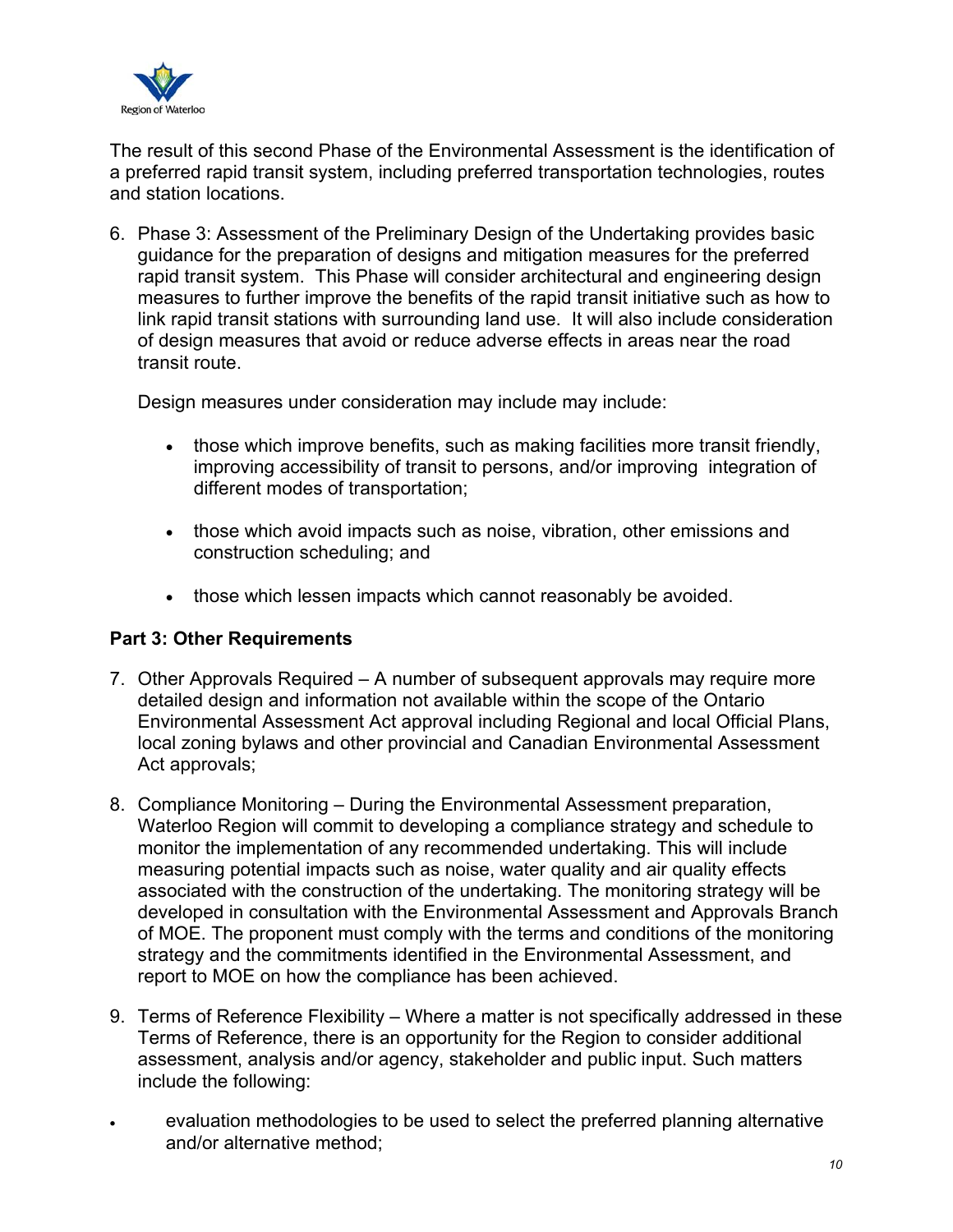The result of this second Phase of the Environmental Assessment is the identification of a preferred rapid transit system, including preferred transportation technologies, routes and station locations.

6. Phase 3: Assessment of the Preliminary Design of the Undertaking provides basic guidance for the preparation of designs and mitigation measures for the preferred rapid transit system. This Phase will consider architectural and engineering design measures to further improve the benefits of the rapid transit initiative such as how to link rapid transit stations with surrounding land use. It will also include consideration of design measures that avoid or reduce adverse effects in areas near the road transit route.

   Design measures under consideration may include may include:

   - those which improve benefits, such as making facilities more transit friendly, improving accessibility of transit to persons, and/or improving integration of different modes of transportation;
   - those which avoid impacts such as noise, vibration, other emissions and construction scheduling; and
   - those which lessen impacts which cannot reasonably be avoided.

**Part 3: Other Requirements**

7. Other Approvals Required – A number of subsequent approvals may require more detailed design and information not available within the scope of the Ontario Environmental Assessment Act approval including Regional and local Official Plans, local zoning bylaws and other provincial and Canadian Environmental Assessment Act approvals;

8. Compliance Monitoring – During the Environmental Assessment preparation, Waterloo Region will commit to developing a compliance strategy and schedule to monitor the implementation of any recommended undertaking. This will include measuring potential impacts such as noise, water quality and air quality effects associated with the construction of the undertaking. The monitoring strategy will be developed in consultation with the Environmental Assessment and Approvals Branch of MOE. The proponent must comply with the terms and conditions of the monitoring strategy and the commitments identified in the Environmental Assessment, and report to MOE on how the compliance has been achieved.

9. Terms of Reference Flexibility – Where a matter is not specifically addressed in these Terms of Reference, there is an opportunity for the Region to consider additional assessment, analysis and/or agency, stakeholder and public input. Such matters include the following:

- evaluation methodologies to be used to select the preferred planning alternative and/or alternative method;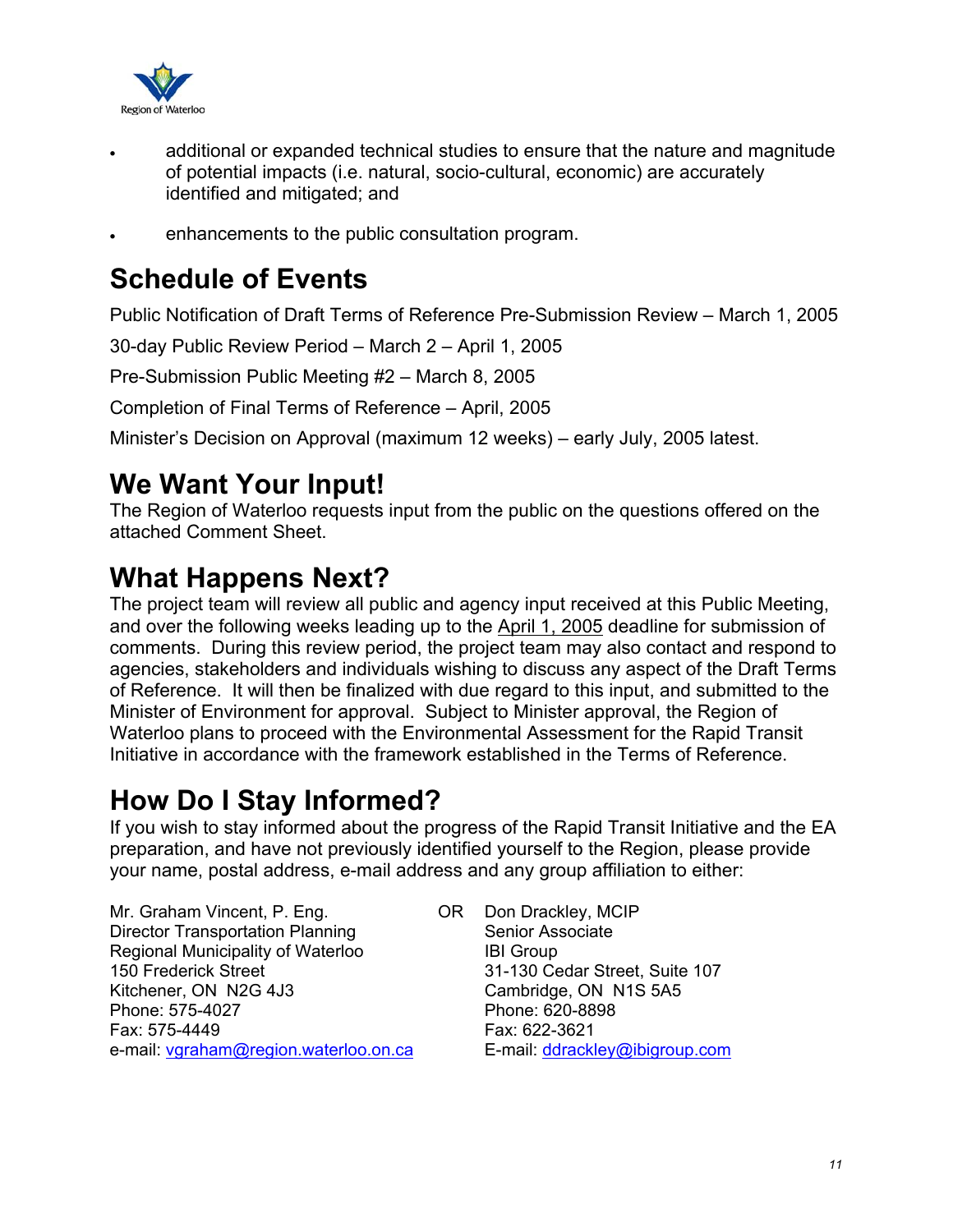- additional or expanded technical studies to ensure that the nature and magnitude of potential impacts (i.e. natural, socio-cultural, economic) are accurately identified and mitigated; and
- enhancements to the public consultation program.

# Schedule of Events

Public Notification of Draft Terms of Reference Pre-Submission Review – March 1, 2005

30-day Public Review Period – March 2 – April 1, 2005

Pre-Submission Public Meeting #2 – March 8, 2005

Completion of Final Terms of Reference – April, 2005

Minister's Decision on Approval (maximum 12 weeks) – early July, 2005 latest.

# We Want Your Input!

The Region of Waterloo requests input from the public on the questions offered on the attached Comment Sheet.

# What Happens Next?

The project team will review all public and agency input received at this Public Meeting, and over the following weeks leading up to the April 1, 2005 deadline for submission of comments. During this review period, the project team may also contact and respond to agencies, stakeholders and individuals wishing to discuss any aspect of the Draft Terms of Reference. It will then be finalized with due regard to this input, and submitted to the Minister of Environment for approval. Subject to Minister approval, the Region of Waterloo plans to proceed with the Environmental Assessment for the Rapid Transit Initiative in accordance with the framework established in the Terms of Reference.

# How Do I Stay Informed?

If you wish to stay informed about the progress of the Rapid Transit Initiative and the EA preparation, and have not previously identified yourself to the Region, please provide your name, postal address, e-mail address and any group affiliation to either:

Mr. Graham Vincent, P. Eng.
Director Transportation Planning
Regional Municipality of Waterloo
150 Frederick Street
Kitchener, ON N2G 4J3
Phone: 575-4027
Fax: 575-4449
e-mail: vgraham@region.waterloo.on.ca

OR

Don Drackley, MCIP
Senior Associate
IBI Group
31-130 Cedar Street, Suite 107
Cambridge, ON N1S 5A5
Phone: 620-8898
Fax: 622-3621
E-mail: ddrackley@ibigroup.com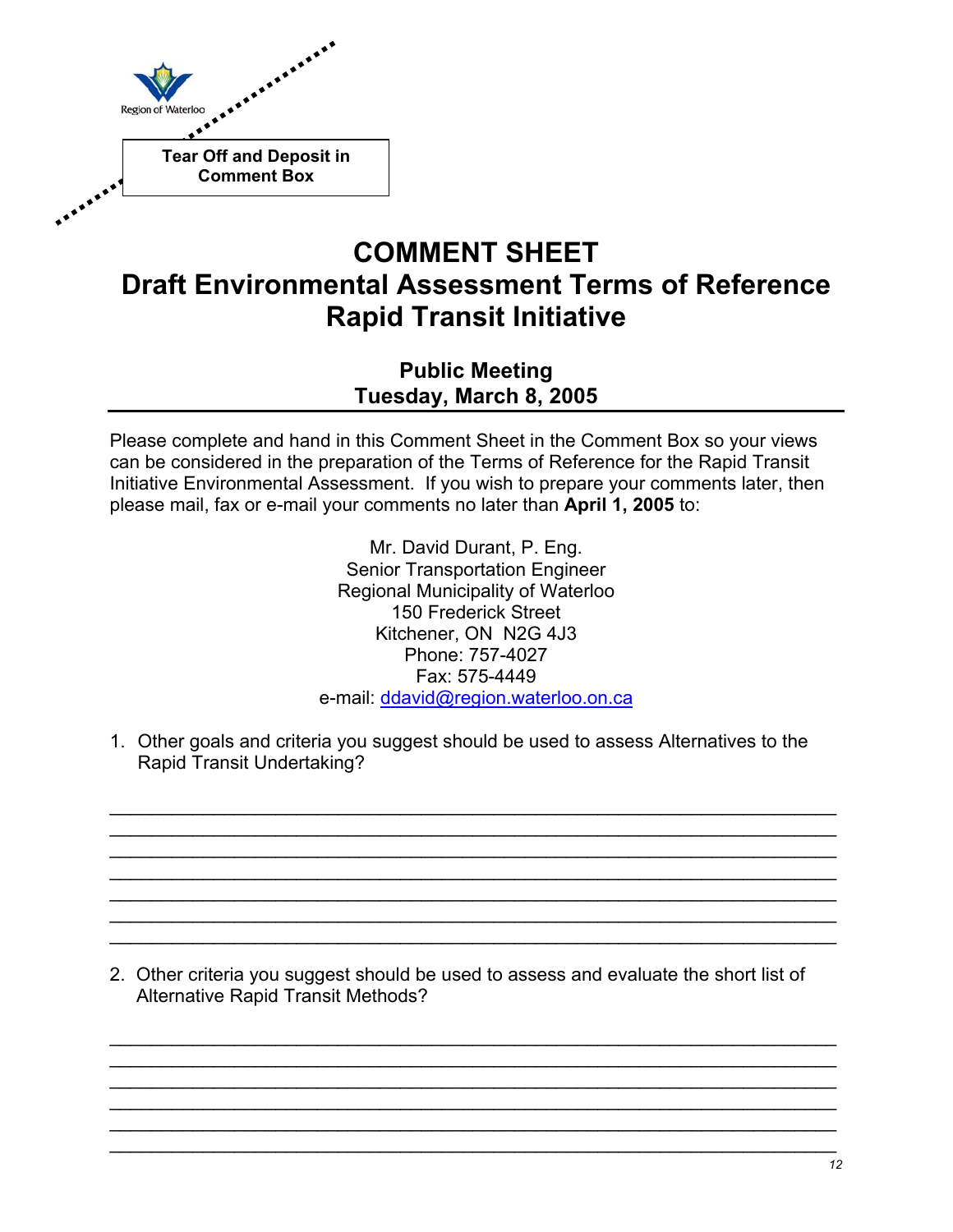Region of Waterloo

**Tear Off and Deposit in Comment Box**

# COMMENT SHEET
# Draft Environmental Assessment Terms of Reference Rapid Transit Initiative

## Public Meeting
## Tuesday, March 8, 2005

Please complete and hand in this Comment Sheet in the Comment Box so your views can be considered in the preparation of the Terms of Reference for the Rapid Transit Initiative Environmental Assessment. If you wish to prepare your comments later, then please mail, fax or e-mail your comments no later than **April 1, 2005** to:

Mr. David Durant, P. Eng.
Senior Transportation Engineer
Regional Municipality of Waterloo
150 Frederick Street
Kitchener, ON N2G 4J3
Phone: 757-4027
Fax: 575-4449
e-mail: ddavid@region.waterloo.on.ca

1. Other goals and criteria you suggest should be used to assess Alternatives to the Rapid Transit Undertaking?

______________________________________________________________________
______________________________________________________________________
______________________________________________________________________
______________________________________________________________________
______________________________________________________________________
______________________________________________________________________
______________________________________________________________________

2. Other criteria you suggest should be used to assess and evaluate the short list of Alternative Rapid Transit Methods?

______________________________________________________________________
______________________________________________________________________
______________________________________________________________________
______________________________________________________________________
______________________________________________________________________
______________________________________________________________________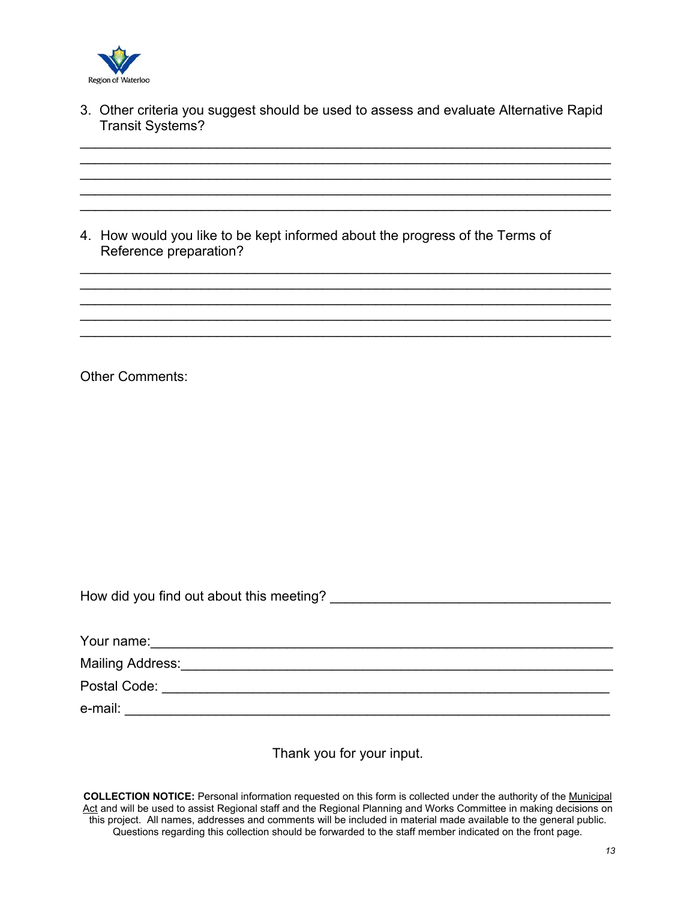Region of Waterloo

3. Other criteria you suggest should be used to assess and evaluate Alternative Rapid Transit Systems?

_____________________________________________________________________
_____________________________________________________________________
_____________________________________________________________________
_____________________________________________________________________
_____________________________________________________________________

4. How would you like to be kept informed about the progress of the Terms of Reference preparation?

_____________________________________________________________________
_____________________________________________________________________
_____________________________________________________________________
_____________________________________________________________________
_____________________________________________________________________

Other Comments:

How did you find out about this meeting? ____________________________________

Your name:_______________________________________________________________

Mailing Address:___________________________________________________________

Postal Code: ______________________________________________________________

e-mail: __________________________________________________________________

Thank you for your input.

**COLLECTION NOTICE:** Personal information requested on this form is collected under the authority of the Municipal Act and will be used to assist Regional staff and the Regional Planning and Works Committee in making decisions on this project. All names, addresses and comments will be included in material made available to the general public. Questions regarding this collection should be forwarded to the staff member indicated on the front page.